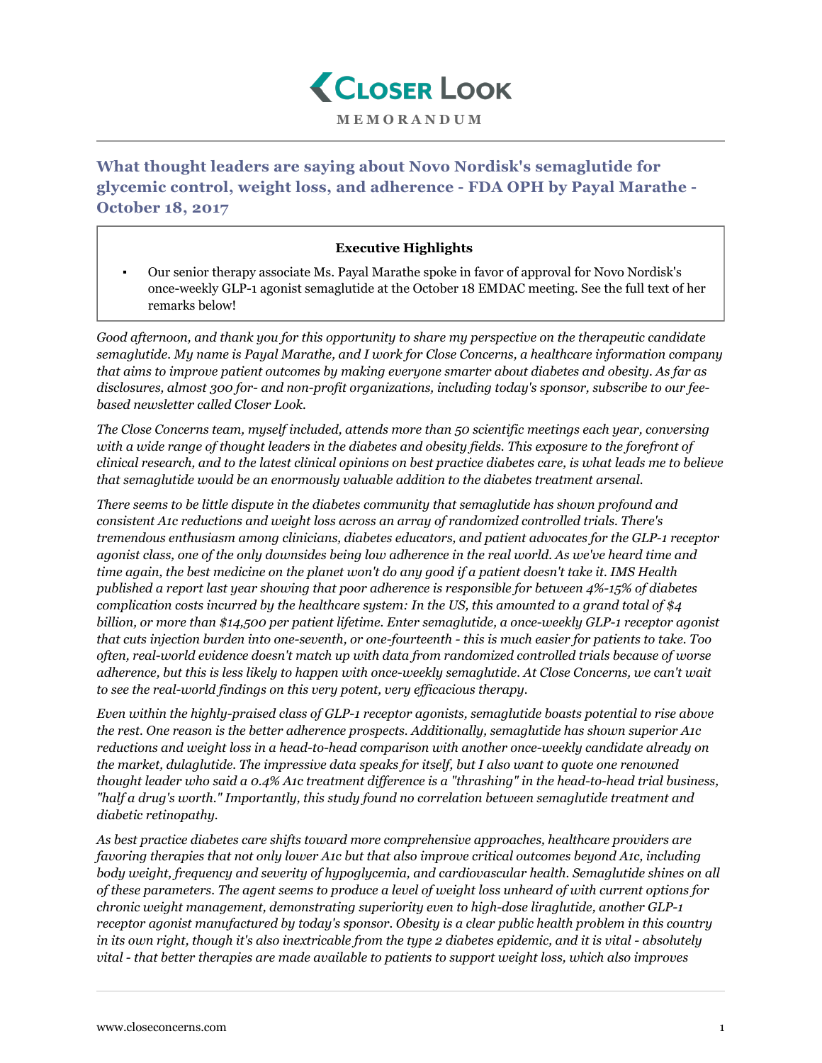# Closer Look

**MEMORANDUM**

## What thought leaders are saying about Novo Nordisk's semaglutide for glycemic control, weight loss, and adherence - FDA OPH by Payal Marathe - October 18, 2017

**Executive Highlights**

- Our senior therapy associate Ms. Payal Marathe spoke in favor of approval for Novo Nordisk's once-weekly GLP-1 agonist semaglutide at the October 18 EMDAC meeting. See the full text of her remarks below!

*Good afternoon, and thank you for this opportunity to share my perspective on the therapeutic candidate semaglutide. My name is Payal Marathe, and I work for Close Concerns, a healthcare information company that aims to improve patient outcomes by making everyone smarter about diabetes and obesity. As far as disclosures, almost 300 for- and non-profit organizations, including today's sponsor, subscribe to our fee-based newsletter called Closer Look.*

*The Close Concerns team, myself included, attends more than 50 scientific meetings each year, conversing with a wide range of thought leaders in the diabetes and obesity fields. This exposure to the forefront of clinical research, and to the latest clinical opinions on best practice diabetes care, is what leads me to believe that semaglutide would be an enormously valuable addition to the diabetes treatment arsenal.*

*There seems to be little dispute in the diabetes community that semaglutide has shown profound and consistent A1c reductions and weight loss across an array of randomized controlled trials. There's tremendous enthusiasm among clinicians, diabetes educators, and patient advocates for the GLP-1 receptor agonist class, one of the only downsides being low adherence in the real world. As we've heard time and time again, the best medicine on the planet won't do any good if a patient doesn't take it. IMS Health published a report last year showing that poor adherence is responsible for between 4%-15% of diabetes complication costs incurred by the healthcare system: In the US, this amounted to a grand total of $4 billion, or more than $14,500 per patient lifetime. Enter semaglutide, a once-weekly GLP-1 receptor agonist that cuts injection burden into one-seventh, or one-fourteenth - this is much easier for patients to take. Too often, real-world evidence doesn't match up with data from randomized controlled trials because of worse adherence, but this is less likely to happen with once-weekly semaglutide. At Close Concerns, we can't wait to see the real-world findings on this very potent, very efficacious therapy.*

*Even within the highly-praised class of GLP-1 receptor agonists, semaglutide boasts potential to rise above the rest. One reason is the better adherence prospects. Additionally, semaglutide has shown superior A1c reductions and weight loss in a head-to-head comparison with another once-weekly candidate already on the market, dulaglutide. The impressive data speaks for itself, but I also want to quote one renowned thought leader who said a 0.4% A1c treatment difference is a "thrashing" in the head-to-head trial business, "half a drug's worth." Importantly, this study found no correlation between semaglutide treatment and diabetic retinopathy.*

*As best practice diabetes care shifts toward more comprehensive approaches, healthcare providers are favoring therapies that not only lower A1c but that also improve critical outcomes beyond A1c, including body weight, frequency and severity of hypoglycemia, and cardiovascular health. Semaglutide shines on all of these parameters. The agent seems to produce a level of weight loss unheard of with current options for chronic weight management, demonstrating superiority even to high-dose liraglutide, another GLP-1 receptor agonist manufactured by today's sponsor. Obesity is a clear public health problem in this country in its own right, though it's also inextricable from the type 2 diabetes epidemic, and it is vital - absolutely vital - that better therapies are made available to patients to support weight loss, which also improves*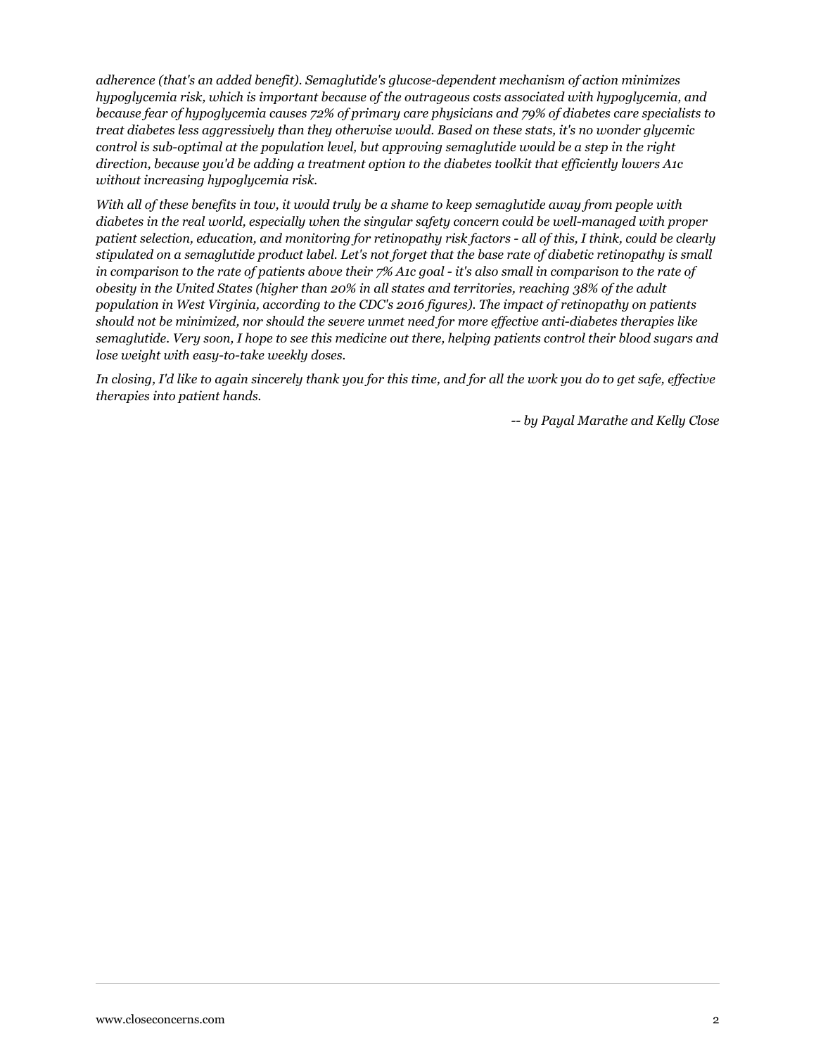*adherence (that's an added benefit). Semaglutide's glucose-dependent mechanism of action minimizes hypoglycemia risk, which is important because of the outrageous costs associated with hypoglycemia, and because fear of hypoglycemia causes 72% of primary care physicians and 79% of diabetes care specialists to treat diabetes less aggressively than they otherwise would. Based on these stats, it's no wonder glycemic control is sub-optimal at the population level, but approving semaglutide would be a step in the right direction, because you'd be adding a treatment option to the diabetes toolkit that efficiently lowers A1c without increasing hypoglycemia risk.*

*With all of these benefits in tow, it would truly be a shame to keep semaglutide away from people with diabetes in the real world, especially when the singular safety concern could be well-managed with proper patient selection, education, and monitoring for retinopathy risk factors - all of this, I think, could be clearly stipulated on a semaglutide product label. Let's not forget that the base rate of diabetic retinopathy is small in comparison to the rate of patients above their 7% A1c goal - it's also small in comparison to the rate of obesity in the United States (higher than 20% in all states and territories, reaching 38% of the adult population in West Virginia, according to the CDC's 2016 figures). The impact of retinopathy on patients should not be minimized, nor should the severe unmet need for more effective anti-diabetes therapies like semaglutide. Very soon, I hope to see this medicine out there, helping patients control their blood sugars and lose weight with easy-to-take weekly doses.*

*In closing, I'd like to again sincerely thank you for this time, and for all the work you do to get safe, effective therapies into patient hands.*

*-- by Payal Marathe and Kelly Close*